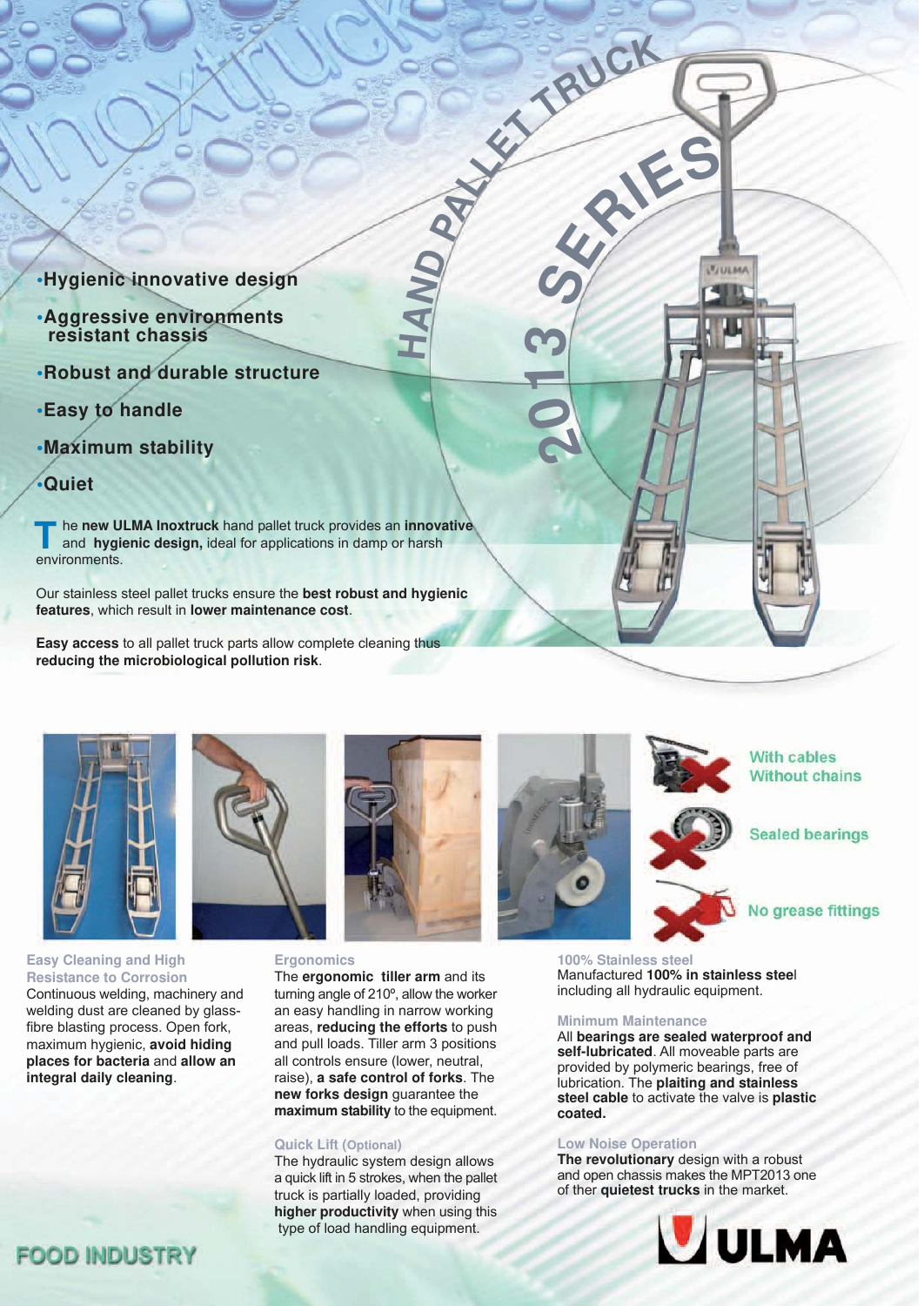# HAND PALLET TRUCK 2013 SERIES

- Hygienic innovative design
- Aggressive environments resistant chassis
- Robust and durable structure
- Easy to handle
- Maximum stability
- Quiet

The **new ULMA Inoxtruck** hand pallet truck provides an **innovative** and **hygienic design,** ideal for applications in damp or harsh environments.

Our stainless steel pallet trucks ensure the **best robust and hygienic features**, which result in **lower maintenance cost**.

**Easy access** to all pallet truck parts allow complete cleaning thus **reducing the microbiological pollution risk**.

With cables
Without chains

Sealed bearings

No grease fittings

### Easy Cleaning and High Resistance to Corrosion

Continuous welding, machinery and welding dust are cleaned by glass-fibre blasting process. Open fork, maximum hygienic, **avoid hiding places for bacteria** and **allow an integral daily cleaning**.

### Ergonomics

The **ergonomic tiller arm** and its turning angle of 210º, allow the worker an easy handling in narrow working areas, **reducing the efforts** to push and pull loads. Tiller arm 3 positions all controls ensure (lower, neutral, raise), **a safe control of forks**. The **new forks design** guarantee the **maximum stability** to the equipment.

### Quick Lift (Optional)

The hydraulic system design allows a quick lift in 5 strokes, when the pallet truck is partially loaded, providing **higher productivity** when using this type of load handling equipment.

### 100% Stainless steel

Manufactured **100% in stainless steel** including all hydraulic equipment.

### Minimum Maintenance

All **bearings are sealed waterproof and self-lubricated**. All moveable parts are provided by polymeric bearings, free of lubrication. The **plaiting and stainless steel cable** to activate the valve is **plastic coated.**

### Low Noise Operation

**The revolutionary** design with a robust and open chassis makes the MPT2013 one of ther **quietest trucks** in the market.

FOOD INDUSTRY

ULMA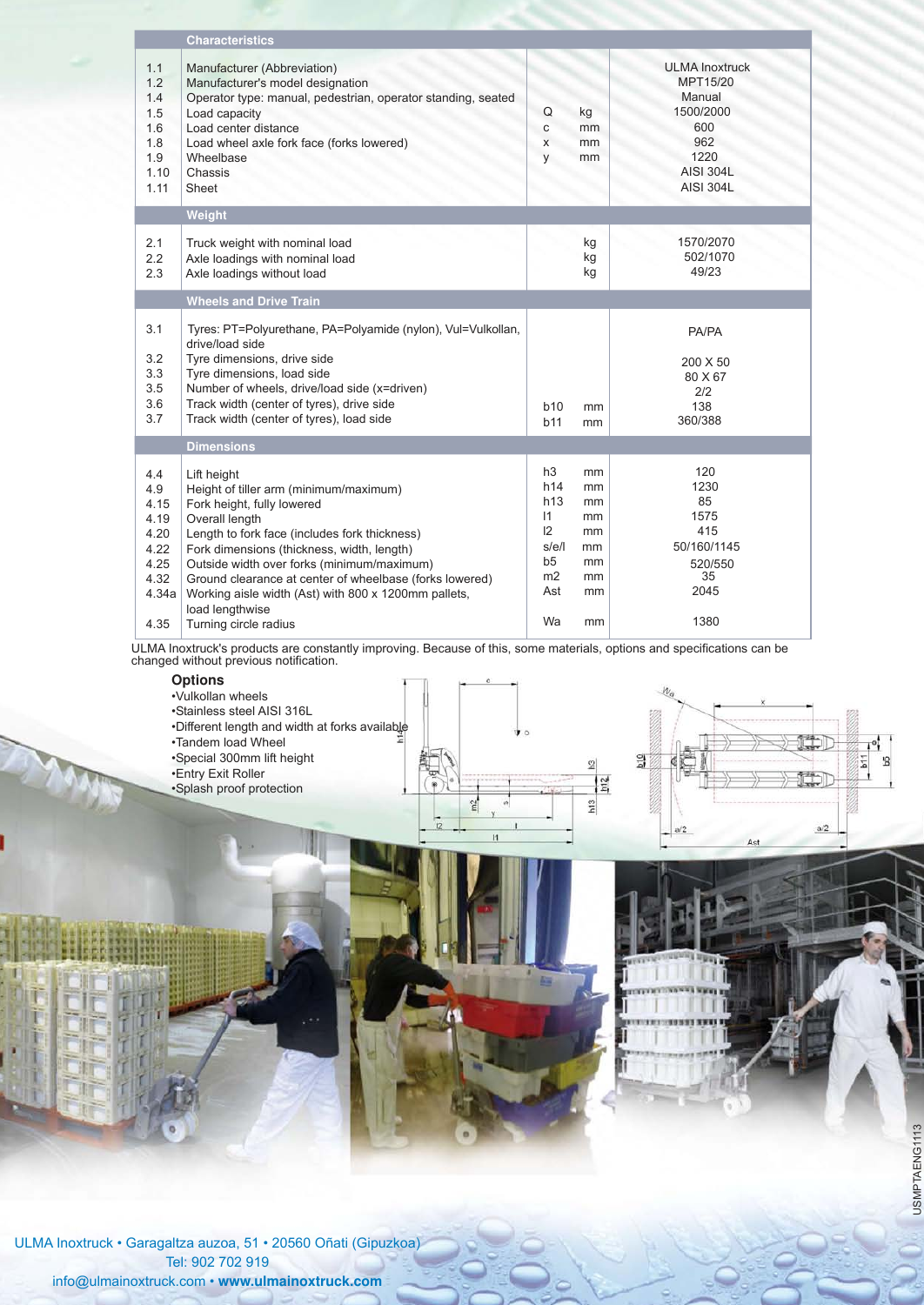| | Characteristics | | | |
|---|---|---|---|---|
| 1.1 | Manufacturer (Abbreviation) | | | ULMA Inoxtruck |
| 1.2 | Manufacturer's model designation | | | MPT15/20 |
| 1.4 | Operator type: manual, pedestrian, operator standing, seated | | | Manual |
| 1.5 | Load capacity | Q | kg | 1500/2000 |
| 1.6 | Load center distance | c | mm | 600 |
| 1.8 | Load wheel axle fork face (forks lowered) | x | mm | 962 |
| 1.9 | Wheelbase | y | mm | 1220 |
| 1.10 | Chassis | | | AISI 304L |
| 1.11 | Sheet | | | AISI 304L |
| | **Weight** | | | |
| 2.1 | Truck weight with nominal load | | kg | 1570/2070 |
| 2.2 | Axle loadings with nominal load | | kg | 502/1070 |
| 2.3 | Axle loadings without load | | kg | 49/23 |
| | **Wheels and Drive Train** | | | |
| 3.1 | Tyres: PT=Polyurethane, PA=Polyamide (nylon), Vul=Vulkollan, drive/load side | | | PA/PA |
| 3.2 | Tyre dimensions, drive side | | | 200 X 50 |
| 3.3 | Tyre dimensions, load side | | | 80 X 67 |
| 3.5 | Number of wheels, drive/load side (x=driven) | | | 2/2 |
| 3.6 | Track width (center of tyres), drive side | b10 | mm | 138 |
| 3.7 | Track width (center of tyres), load side | b11 | mm | 360/388 |
| | **Dimensions** | | | |
| 4.4 | Lift height | h3 | mm | 120 |
| 4.9 | Height of tiller arm (minimum/maximum) | h14 | mm | 1230 |
| 4.15 | Fork height, fully lowered | h13 | mm | 85 |
| 4.19 | Overall length | l1 | mm | 1575 |
| 4.20 | Length to fork face (includes fork thickness) | l2 | mm | 415 |
| 4.22 | Fork dimensions (thickness, width, length) | s/e/l | mm | 50/160/1145 |
| 4.25 | Outside width over forks (minimum/maximum) | b5 | mm | 520/550 |
| 4.32 | Ground clearance at center of wheelbase (forks lowered) | m2 | mm | 35 |
| 4.34a | Working aisle width (Ast) with 800 x 1200mm pallets, load lengthwise | Ast | mm | 2045 |
| 4.35 | Turning circle radius | Wa | mm | 1380 |

ULMA Inoxtruck's products are constantly improving. Because of this, some materials, options and specifications can be changed without previous notification.

## Options

- Vulkollan wheels
- Stainless steel AISI 316L
- Different length and width at forks available
- Tandem load Wheel
- Special 300mm lift height
- Entry Exit Roller
- Splash proof protection

ULMA Inoxtruck • Garagaltza auzoa, 51 • 20560 Oñati (Gipuzkoa)
Tel: 902 702 919
info@ulmainoxtruck.com • **www.ulmainoxtruck.com**

USMPTAENG1113